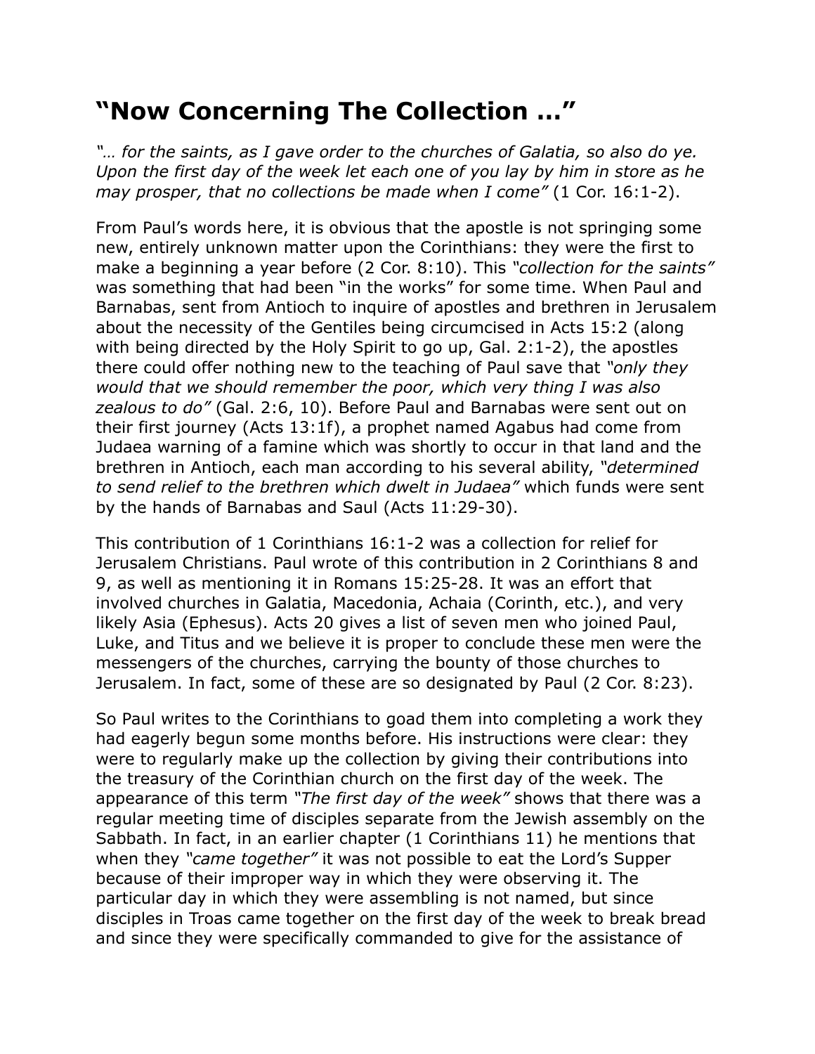# "Now Concerning The Collection …"

*"… for the saints, as I gave order to the churches of Galatia, so also do ye. Upon the first day of the week let each one of you lay by him in store as he may prosper, that no collections be made when I come"* (1 Cor. 16:1-2).

From Paul's words here, it is obvious that the apostle is not springing some new, entirely unknown matter upon the Corinthians: they were the first to make a beginning a year before (2 Cor. 8:10). This *"collection for the saints"* was something that had been "in the works" for some time. When Paul and Barnabas, sent from Antioch to inquire of apostles and brethren in Jerusalem about the necessity of the Gentiles being circumcised in Acts 15:2 (along with being directed by the Holy Spirit to go up, Gal. 2:1-2), the apostles there could offer nothing new to the teaching of Paul save that *"only they would that we should remember the poor, which very thing I was also zealous to do"* (Gal. 2:6, 10). Before Paul and Barnabas were sent out on their first journey (Acts 13:1f), a prophet named Agabus had come from Judaea warning of a famine which was shortly to occur in that land and the brethren in Antioch, each man according to his several ability, *"determined to send relief to the brethren which dwelt in Judaea"* which funds were sent by the hands of Barnabas and Saul (Acts 11:29-30).

This contribution of 1 Corinthians 16:1-2 was a collection for relief for Jerusalem Christians. Paul wrote of this contribution in 2 Corinthians 8 and 9, as well as mentioning it in Romans 15:25-28. It was an effort that involved churches in Galatia, Macedonia, Achaia (Corinth, etc.), and very likely Asia (Ephesus). Acts 20 gives a list of seven men who joined Paul, Luke, and Titus and we believe it is proper to conclude these men were the messengers of the churches, carrying the bounty of those churches to Jerusalem. In fact, some of these are so designated by Paul (2 Cor. 8:23).

So Paul writes to the Corinthians to goad them into completing a work they had eagerly begun some months before. His instructions were clear: they were to regularly make up the collection by giving their contributions into the treasury of the Corinthian church on the first day of the week. The appearance of this term *"The first day of the week"* shows that there was a regular meeting time of disciples separate from the Jewish assembly on the Sabbath. In fact, in an earlier chapter (1 Corinthians 11) he mentions that when they *"came together"* it was not possible to eat the Lord's Supper because of their improper way in which they were observing it. The particular day in which they were assembling is not named, but since disciples in Troas came together on the first day of the week to break bread and since they were specifically commanded to give for the assistance of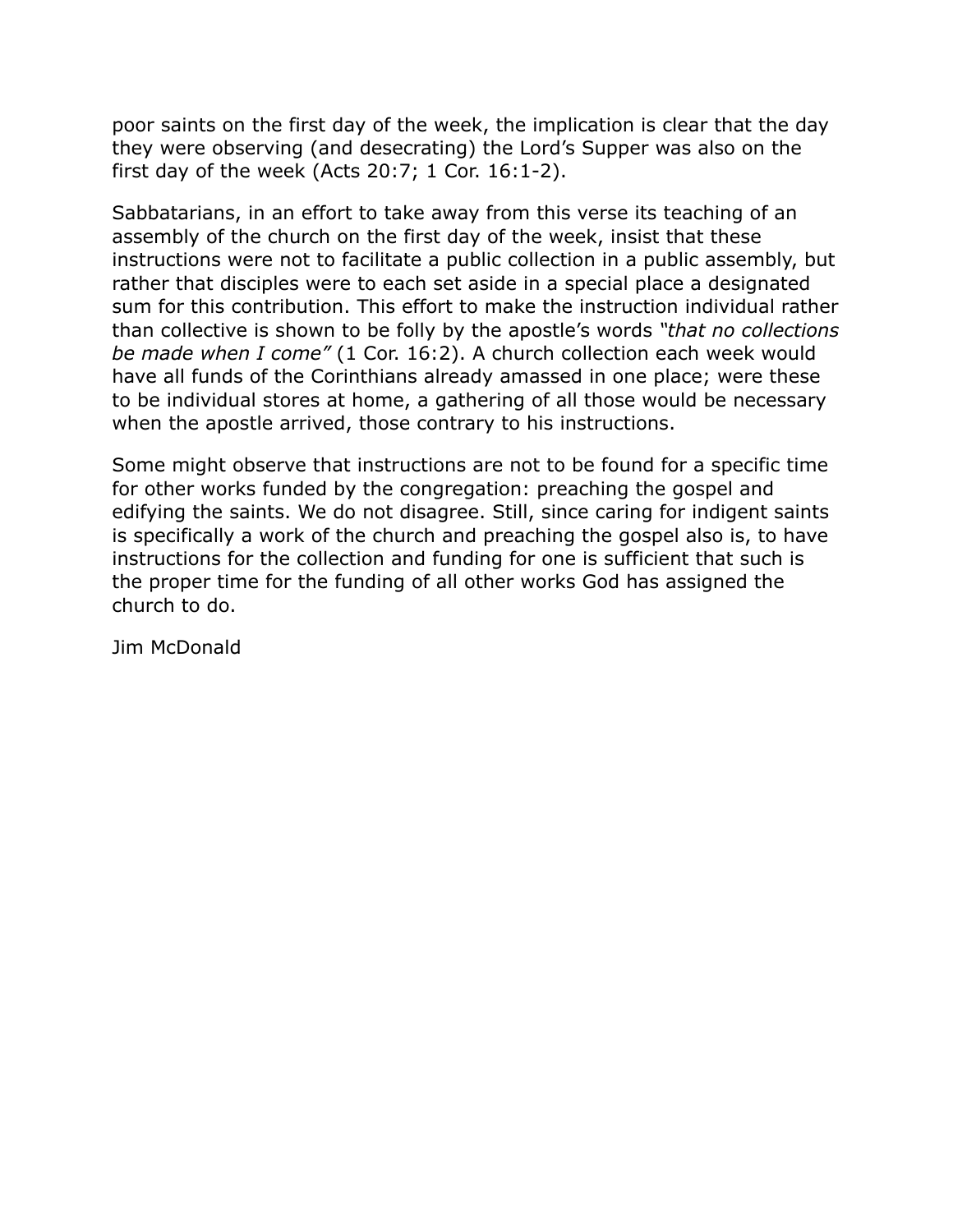poor saints on the first day of the week, the implication is clear that the day they were observing (and desecrating) the Lord's Supper was also on the first day of the week (Acts 20:7; 1 Cor. 16:1-2).

Sabbatarians, in an effort to take away from this verse its teaching of an assembly of the church on the first day of the week, insist that these instructions were not to facilitate a public collection in a public assembly, but rather that disciples were to each set aside in a special place a designated sum for this contribution. This effort to make the instruction individual rather than collective is shown to be folly by the apostle's words *"that no collections be made when I come"* (1 Cor. 16:2). A church collection each week would have all funds of the Corinthians already amassed in one place; were these to be individual stores at home, a gathering of all those would be necessary when the apostle arrived, those contrary to his instructions.

Some might observe that instructions are not to be found for a specific time for other works funded by the congregation: preaching the gospel and edifying the saints. We do not disagree. Still, since caring for indigent saints is specifically a work of the church and preaching the gospel also is, to have instructions for the collection and funding for one is sufficient that such is the proper time for the funding of all other works God has assigned the church to do.

Jim McDonald